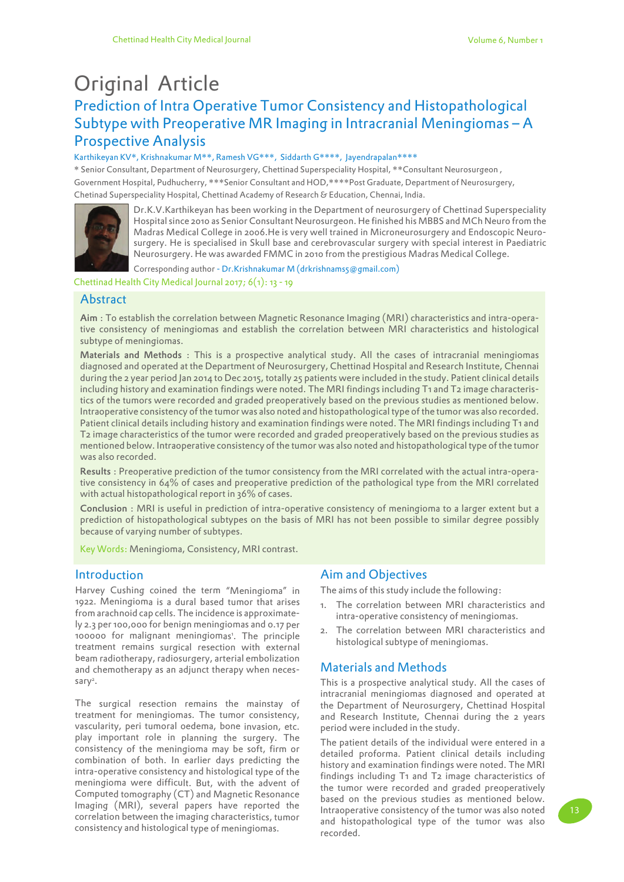# Original Article

## Prediction of Intra Operative Tumor Consistency and Histopathological Subtype with Preoperative MR Imaging in Intracranial Meningiomas – A Prospective Analysis

Karthikeyan KV*, Krishnakumar M**, Ramesh VG***, Siddarth G****, Jayendrapalan****

* Senior Consultant, Department of Neurosurgery, Chettinad Superspeciality Hospital, **Consultant Neurosurgeon, Government Hospital, Pudhucherry, ***Senior Consultant and HOD,****Post Graduate, Department of Neurosurgery, Chetinad Superspeciality Hospital, Chettinad Academy of Research & Education, Chennai, India.

Dr.K.V.Karthikeyan has been working in the Department of neurosurgery of Chettinad Superspeciality Hospital since 2010 as Senior Consultant Neurosurgeon. He finished his MBBS and MCh Neuro from the Madras Medical College in 2006.He is very well trained in Microneurosurgery and Endoscopic Neurosurgery. He is specialised in Skull base and cerebrovascular surgery with special interest in Paediatric Neurosurgery. He was awarded FMMC in 2010 from the prestigious Madras Medical College.

Corresponding author - Dr.Krishnakumar M (drkrishnams5@gmail.com)

Chettinad Health City Medical Journal 2017; 6(1): 13 - 19

## Abstract

**Aim** : To establish the correlation between Magnetic Resonance Imaging (MRI) characteristics and intra-operative consistency of meningiomas and establish the correlation between MRI characteristics and histological subtype of meningiomas.

**Materials and Methods** : This is a prospective analytical study. All the cases of intracranial meningiomas diagnosed and operated at the Department of Neurosurgery, Chettinad Hospital and Research Institute, Chennai during the 2 year period Jan 2014 to Dec 2015, totally 25 patients were included in the study. Patient clinical details including history and examination findings were noted. The MRI findings including T1 and T2 image characteristics of the tumors were recorded and graded preoperatively based on the previous studies as mentioned below. Intraoperative consistency of the tumor was also noted and histopathological type of the tumor was also recorded. Patient clinical details including history and examination findings were noted. The MRI findings including T1 and T2 image characteristics of the tumor were recorded and graded preoperatively based on the previous studies as mentioned below. Intraoperative consistency of the tumor was also noted and histopathological type of the tumor was also recorded.

**Results** : Preoperative prediction of the tumor consistency from the MRI correlated with the actual intra-operative consistency in 64% of cases and preoperative prediction of the pathological type from the MRI correlated with actual histopathological report in 36% of cases.

**Conclusion** : MRI is useful in prediction of intra-operative consistency of meningioma to a larger extent but a prediction of histopathological subtypes on the basis of MRI has not been possible to similar degree possibly because of varying number of subtypes.

Key Words: Meningioma, Consistency, MRI contrast.

## Introduction

Harvey Cushing coined the term "Meningioma" in 1922. Meningioma is a dural based tumor that arises from arachnoid cap cells. The incidence is approximately 2.3 per 100,000 for benign meningiomas and 0.17 per 100000 for malignant meningiomas[1]. The principle treatment remains surgical resection with external beam radiotherapy, radiosurgery, arterial embolization and chemotherapy as an adjunct therapy when necessary[2].

The surgical resection remains the mainstay of treatment for meningiomas. The tumor consistency, vascularity, peri tumoral oedema, bone invasion, etc. play important role in planning the surgery. The consistency of the meningioma may be soft, firm or combination of both. In earlier days predicting the intra-operative consistency and histological type of the meningioma were difficult. But, with the advent of Computed tomography (CT) and Magnetic Resonance Imaging (MRI), several papers have reported the correlation between the imaging characteristics, tumor consistency and histological type of meningiomas.

## Aim and Objectives

The aims of this study include the following:

1. The correlation between MRI characteristics and intra-operative consistency of meningiomas.
2. The correlation between MRI characteristics and histological subtype of meningiomas.

## Materials and Methods

This is a prospective analytical study. All the cases of intracranial meningiomas diagnosed and operated at the Department of Neurosurgery, Chettinad Hospital and Research Institute, Chennai during the 2 years period were included in the study.

The patient details of the individual were entered in a detailed proforma. Patient clinical details including history and examination findings were noted. The MRI findings including T1 and T2 image characteristics of the tumor were recorded and graded preoperatively based on the previous studies as mentioned below. Intraoperative consistency of the tumor was also noted and histopathological type of the tumor was also recorded.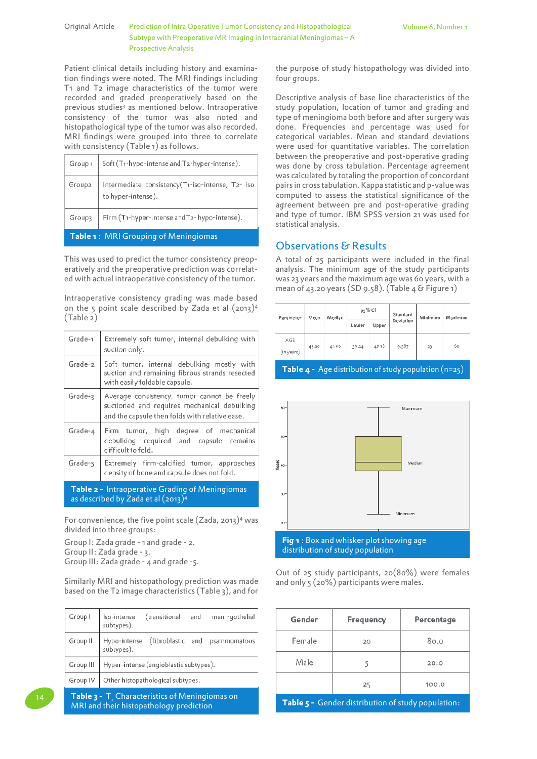Patient clinical details including history and examination findings were noted. The MRI findings including T1 and T2 image characteristics of the tumor were recorded and graded preoperatively based on the previous studies[3] as mentioned below. Intraoperative consistency of the tumor was also noted and histopathological type of the tumor was also recorded. MRI findings were grouped into three to correlate with consistency (Table 1) as follows.

| | |
|---|---|
| Group 1 | Soft (T1-hypo-intense and T2-hyper-intense). |
| Group2 | Intermediate consistency(T1-iso-intense, T2- iso to hyper-intense). |
| Group3 | Firm (T1-hyper-intense andT2- hypo-intense). |

**Table 1 :** MRI Grouping of Meningiomas

This was used to predict the tumor consistency preoperatively and the preoperative prediction was correlated with actual intraoperative consistency of the tumor.

Intraoperative consistency grading was made based on the 5 point scale described by Zada et al (2013)[4] (Table 2)

| | |
|---|---|
| Grade-1 | Extremely soft tumor, internal debulking with suction only. |
| Grade-2 | Soft tumor, internal debulking mostly with suction and remaining fibrous strands resected with easily foldable capsule. |
| Grade-3 | Average consistency, tumor cannot be freely suctioned and requires mechanical debulking and the capsule then folds with relative ease. |
| Grade-4 | Firm tumor, high degree of mechanical debulking required and capsule remains difficult to fold. |
| Grade-5 | Extremely firm-calcified tumor, approaches density of bone and capsule does not fold. |

**Table 2 -** Intraoperative Grading of Meningiomas as described by Zada et al (2013)[4]

For convenience, the five point scale (Zada, 2013)[4] was divided into three groups:

Group I: Zada grade - 1 and grade - 2.
Group II: Zada grade - 3.
Group III: Zada grade - 4 and grade -5.

Similarly MRI and histopathology prediction was made based on the T2 image characteristics (Table 3), and for the purpose of study histopathology was divided into four groups.

| | |
|---|---|
| Group I | Iso-intense (transitional and meningothelial subtypes). |
| Group II | Hypo-intense (fibroblastic and psammomatous subtypes). |
| Group III | Hyper-intense (angioblastic subtypes). |
| Group IV | Other histopathological subtypes. |

**Table 3 -** $T_2$ Characteristics of Meningiomas on MRI and their histopathology prediction

Descriptive analysis of base line characteristics of the study population, location of tumor and grading and type of meningioma both before and after surgery was done. Frequencies and percentage was used for categorical variables. Mean and standard deviations were used for quantitative variables. The correlation between the preoperative and post-operative grading was done by cross tabulation. Percentage agreement was calculated by totaling the proportion of concordant pairs in cross tabulation. Kappa statistic and p-value was computed to assess the statistical significance of the agreement between pre and post-operative grading and type of tumor. IBM SPSS version 21 was used for statistical analysis.

## Observations & Results

A total of 25 participants were included in the final analysis. The minimum age of the study participants was 23 years and the maximum age was 60 years, with a mean of 43.20 years (SD 9.58). (Table 4 & Figure 1)

| Parameter | Mean | Median | 95% CI | | Standard Deviation | Minimum | Maximum |
|---|---|---|---|---|---|---|---|
| | | | Lower | Upper | | | |
| AGE (in years) | 43.20 | 41.00 | 39.24 | 47.16 | 9.587 | 23 | 60 |

**Table 4 -** Age distribution of study population (n=25)

**Fig 1 :** Box and whisker plot showing age distribution of study population

Out of 25 study participants, 20(80%) were females and only 5 (20%) participants were males.

| Gender | Frequency | Percentage |
|---|---|---|
| Female | 20 | 80.0 |
| Male | 5 | 20.0 |
| | 25 | 100.0 |

**Table 5 -** Gender distribution of study population: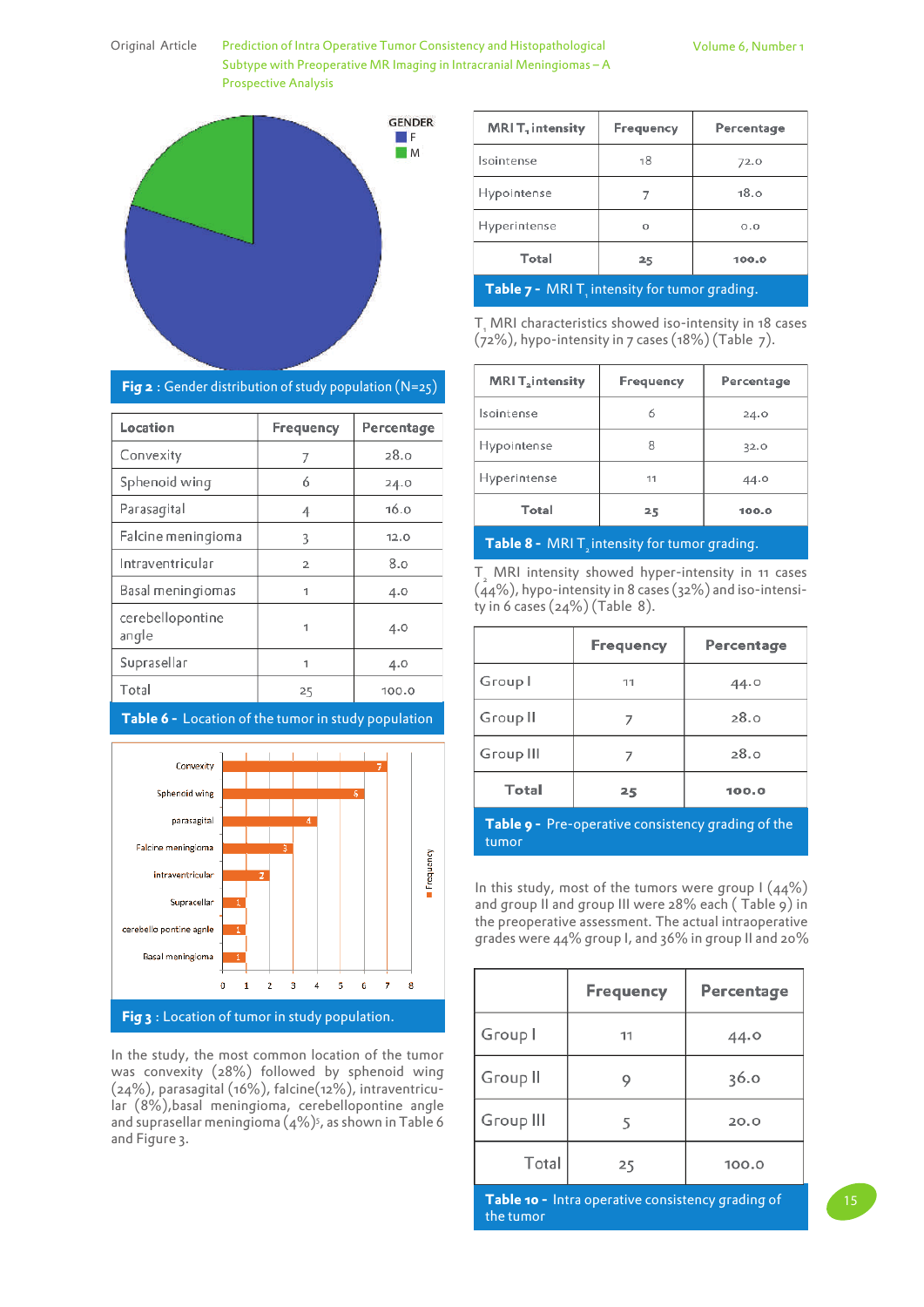Fig 2 : Gender distribution of study population (N=25)

| Location | Frequency | Percentage |
|---|---|---|
| Convexity | 7 | 28.0 |
| Sphenoid wing | 6 | 24.0 |
| Parasagital | 4 | 16.0 |
| Falcine meningioma | 3 | 12.0 |
| Intraventricular | 2 | 8.0 |
| Basal meningiomas | 1 | 4.0 |
| cerebellopontine angle | 1 | 4.0 |
| Suprasellar | 1 | 4.0 |
| Total | 25 | 100.0 |

**Table 6 -** Location of the tumor in study population

Fig 3 : Location of tumor in study population.

In the study, the most common location of the tumor was convexity (28%) followed by sphenoid wing (24%), parasagital (16%), falcine(12%), intraventricular (8%),basal meningioma, cerebellopontine angle and suprasellar meningioma (4%)[5], as shown in Table 6 and Figure 3.

| MRI $T_1$ intensity | Frequency | Percentage |
|---|---|---|
| Isointense | 18 | 72.0 |
| Hypointense | 7 | 18.0 |
| Hyperintense | 0 | 0.0 |
| Total | 25 | 100.0 |

**Table 7 -** MRI $T_1$ intensity for tumor grading.

$T_1$ MRI characteristics showed iso-intensity in 18 cases (72%), hypo-intensity in 7 cases (18%) (Table 7).

| MRI $T_2$ intensity | Frequency | Percentage |
|---|---|---|
| Isointense | 6 | 24.0 |
| Hypointense | 8 | 32.0 |
| Hyperintense | 11 | 44.0 |
| Total | 25 | 100.0 |

**Table 8 -** MRI $T_2$ intensity for tumor grading.

$T_2$ MRI intensity showed hyper-intensity in 11 cases (44%), hypo-intensity in 8 cases (32%) and iso-intensity in 6 cases (24%) (Table 8).

| | Frequency | Percentage |
|---|---|---|
| Group I | 11 | 44.0 |
| Group II | 7 | 28.0 |
| Group III | 7 | 28.0 |
| Total | 25 | 100.0 |

**Table 9 -** Pre-operative consistency grading of the tumor

In this study, most of the tumors were group I (44%) and group II and group III were 28% each ( Table 9) in the preoperative assessment. The actual intraoperative grades were 44% group I, and 36% in group II and 20%

| | Frequency | Percentage |
|---|---|---|
| Group I | 11 | 44.0 |
| Group II | 9 | 36.0 |
| Group III | 5 | 20.0 |
| Total | 25 | 100.0 |

**Table 10 -** Intra operative consistency grading of the tumor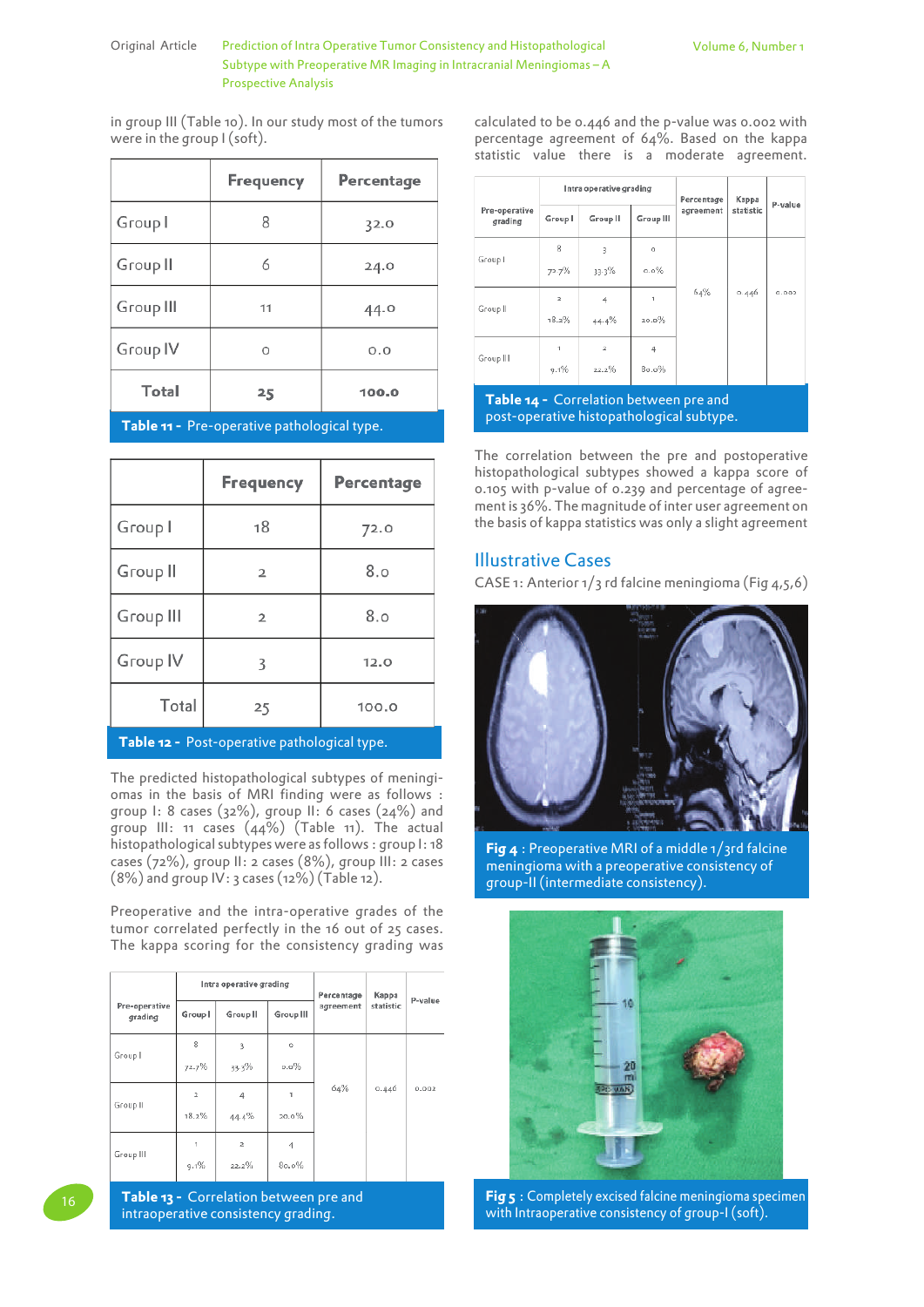in group III (Table 10). In our study most of the tumors were in the group I (soft).

| | Frequency | Percentage |
|---|---|---|
| Group I | 8 | 32.0 |
| Group II | 6 | 24.0 |
| Group III | 11 | 44.0 |
| Group IV | 0 | 0.0 |
| Total | 25 | 100.0 |

**Table 11 -** Pre-operative pathological type.

| | Frequency | Percentage |
|---|---|---|
| Group I | 18 | 72.0 |
| Group II | 2 | 8.0 |
| Group III | 2 | 8.0 |
| Group IV | 3 | 12.0 |
| Total | 25 | 100.0 |

**Table 12 -** Post-operative pathological type.

The predicted histopathological subtypes of meningiomas in the basis of MRI finding were as follows : group I: 8 cases (32%), group II: 6 cases (24%) and group III: 11 cases (44%) (Table 11). The actual histopathological subtypes were as follows : group I : 18 cases (72%), group II: 2 cases (8%), group III: 2 cases (8%) and group IV: 3 cases (12%) (Table 12).

Preoperative and the intra-operative grades of the tumor correlated perfectly in the 16 out of 25 cases. The kappa scoring for the consistency grading was calculated to be 0.446 and the p-value was 0.002 with percentage agreement of 64%. Based on the kappa statistic value there is a moderate agreement.

| Pre-operative grading | Intra operative grading | | | Percentage agreement | Kappa statistic | P-value |
|---|---|---|---|---|---|---|
| | Group I | Group II | Group III | | | |
| Group I | 8<br>72.7% | 3<br>33.3% | 0<br>0.0% | 64% | 0.446 | 0.002 |
| Group II | 2<br>18.2% | 4<br>44.4% | 1<br>20.0% | | | |
| Group III | 1<br>9.1% | 2<br>22.2% | 4<br>80.0% | | | |

**Table 13 -** Correlation between pre and intraoperative consistency grading.

| Pre-operative grading | Intra operative grading | | | Percentage agreement | Kappa statistic | P-value |
|---|---|---|---|---|---|---|
| | Group I | Group II | Group III | | | |
| Group I | 8<br>72.7% | 3<br>33.3% | 0<br>0.0% | 64% | 0.446 | 0.002 |
| Group II | 2<br>18.2% | 4<br>44.4% | 1<br>20.0% | | | |
| Group III | 1<br>9.1% | 2<br>22.2% | 4<br>80.0% | | | |

**Table 14 -** Correlation between pre and post-operative histopathological subtype.

The correlation between the pre and postoperative histopathological subtypes showed a kappa score of 0.105 with p-value of 0.239 and percentage of agreement is 36%. The magnitude of inter user agreement on the basis of kappa statistics was only a slight agreement

## Illustrative Cases

CASE 1: Anterior 1/3 rd falcine meningioma (Fig 4,5,6)

**Fig 4** : Preoperative MRI of a middle 1/3rd falcine meningioma with a preoperative consistency of group-II (intermediate consistency).

**Fig 5** : Completely excised falcine meningioma specimen with Intraoperative consistency of group-I (soft).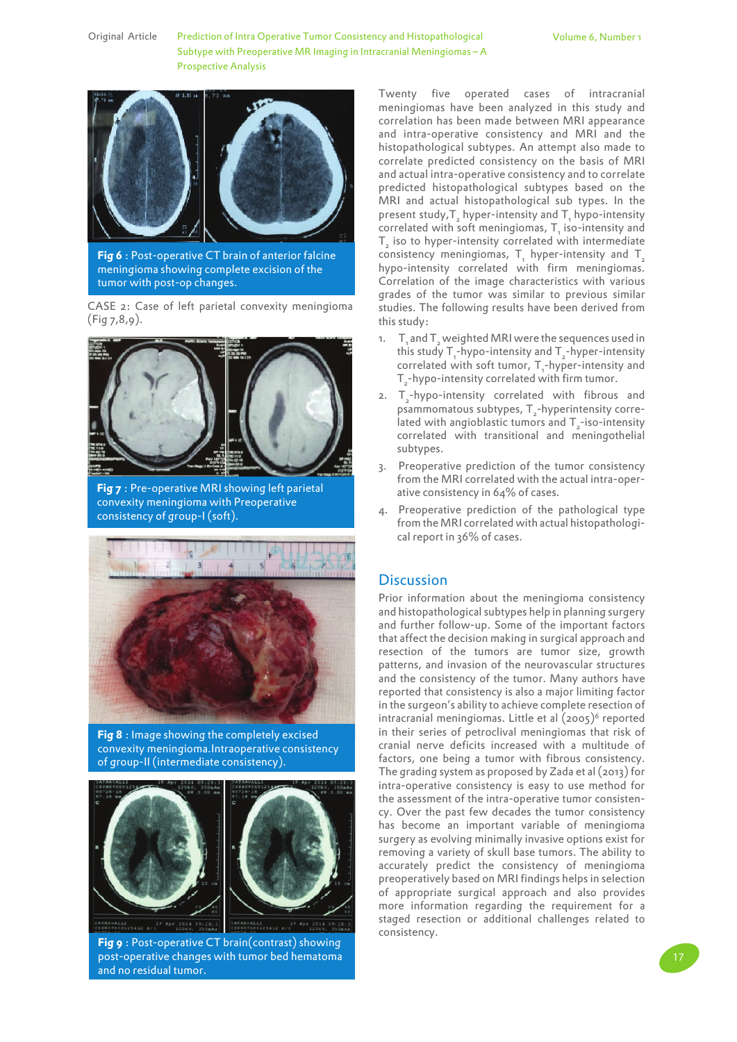Fig 6 : Post-operative CT brain of anterior falcine meningioma showing complete excision of the tumor with post-op changes.

CASE 2: Case of left parietal convexity meningioma (Fig 7,8,9).

Fig 7 : Pre-operative MRI showing left parietal convexity meningioma with Preoperative consistency of group-I (soft).

Fig 8 : Image showing the completely excised convexity meningioma.Intraoperative consistency of group-II (intermediate consistency).

Fig 9 : Post-operative CT brain(contrast) showing post-operative changes with tumor bed hematoma and no residual tumor.

Twenty five operated cases of intracranial meningiomas have been analyzed in this study and correlation has been made between MRI appearance and intra-operative consistency and MRI and the histopathological subtypes. An attempt also made to correlate predicted consistency on the basis of MRI and actual intra-operative consistency and to correlate predicted histopathological subtypes based on the MRI and actual histopathological sub types. In the present study, $T_2$ hyper-intensity and $T_1$ hypo-intensity correlated with soft meningiomas, $T_1$ iso-intensity and $T_2$ iso to hyper-intensity correlated with intermediate consistency meningiomas, $T_1$ hyper-intensity and $T_2$ hypo-intensity correlated with firm meningiomas. Correlation of the image characteristics with various grades of the tumor was similar to previous similar studies. The following results have been derived from this study:

1. $T_1$ and $T_2$ weighted MRI were the sequences used in this study $T_1$-hypo-intensity and $T_2$-hyper-intensity correlated with soft tumor, $T_1$-hyper-intensity and $T_2$-hypo-intensity correlated with firm tumor.
2. $T_2$-hypo-intensity correlated with fibrous and psammomatous subtypes, $T_2$-hyperintensity correlated with angioblastic tumors and $T_2$-iso-intensity correlated with transitional and meningothelial subtypes.
3. Preoperative prediction of the tumor consistency from the MRI correlated with the actual intra-operative consistency in 64% of cases.
4. Preoperative prediction of the pathological type from the MRI correlated with actual histopathological report in 36% of cases.

## Discussion

Prior information about the meningioma consistency and histopathological subtypes help in planning surgery and further follow-up. Some of the important factors that affect the decision making in surgical approach and resection of the tumors are tumor size, growth patterns, and invasion of the neurovascular structures and the consistency of the tumor. Many authors have reported that consistency is also a major limiting factor in the surgeon's ability to achieve complete resection of intracranial meningiomas. Little et al (2005)[6] reported in their series of petroclival meningiomas that risk of cranial nerve deficits increased with a multitude of factors, one being a tumor with fibrous consistency. The grading system as proposed by Zada et al (2013) for intra-operative consistency is easy to use method for the assessment of the intra-operative tumor consistency. Over the past few decades the tumor consistency has become an important variable of meningioma surgery as evolving minimally invasive options exist for removing a variety of skull base tumors. The ability to accurately predict the consistency of meningioma preoperatively based on MRI findings helps in selection of appropriate surgical approach and also provides more information regarding the requirement for a staged resection or additional challenges related to consistency.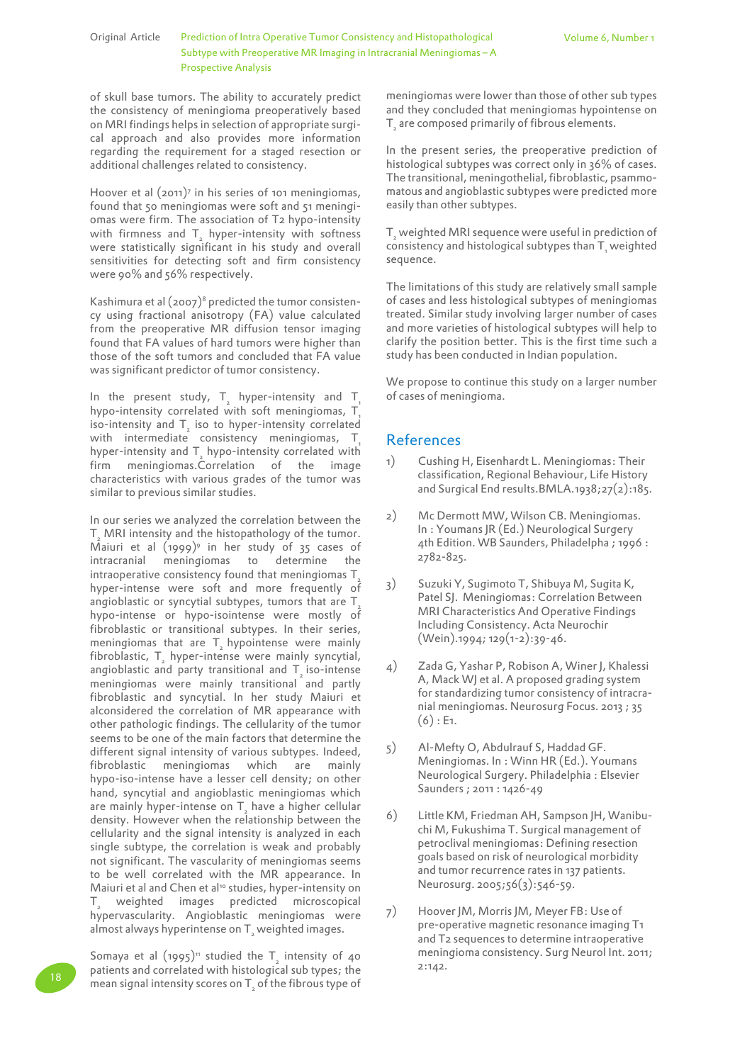of skull base tumors. The ability to accurately predict the consistency of meningioma preoperatively based on MRI findings helps in selection of appropriate surgical approach and also provides more information regarding the requirement for a staged resection or additional challenges related to consistency.

Hoover et al (2011)[7] in his series of 101 meningiomas, found that 50 meningiomas were soft and 51 meningiomas were firm. The association of T2 hypo-intensity with firmness and $T_2$ hyper-intensity with softness were statistically significant in his study and overall sensitivities for detecting soft and firm consistency were 90% and 56% respectively.

Kashimura et al (2007)[8] predicted the tumor consistency using fractional anisotropy (FA) value calculated from the preoperative MR diffusion tensor imaging found that FA values of hard tumors were higher than those of the soft tumors and concluded that FA value was significant predictor of tumor consistency.

In the present study, $T_2$ hyper-intensity and $T_1$ hypo-intensity correlated with soft meningiomas, $T_1$ iso-intensity and $T_2$ iso to hyper-intensity correlated with intermediate consistency meningiomas, $T_1$ hyper-intensity and $T_2$ hypo-intensity correlated with firm meningiomas.Correlation of the image characteristics with various grades of the tumor was similar to previous similar studies.

In our series we analyzed the correlation between the $T_2$ MRI intensity and the histopathology of the tumor. Maiuri et al (1999)[9] in her study of 35 cases of intracranial meningiomas to determine the intraoperative consistency found that meningiomas $T_2$ hyper-intense were soft and more frequently of angioblastic or syncytial subtypes, tumors that are $T_2$ hypo-intense or hypo-isointense were mostly of fibroblastic or transitional subtypes. In their series, meningiomas that are $T_2$ hypointense were mainly fibroblastic, $T_2$ hyper-intense were mainly syncytial, angioblastic and party transitional and $T_2$ iso-intense meningiomas were mainly transitional and partly fibroblastic and syncytial. In her study Maiuri et alconsidered the correlation of MR appearance with other pathologic findings. The cellularity of the tumor seems to be one of the main factors that determine the different signal intensity of various subtypes. Indeed, fibroblastic meningiomas which are mainly hypo-iso-intense have a lesser cell density; on other hand, syncytial and angioblastic meningiomas which are mainly hyper-intense on $T_2$ have a higher cellular density. However when the relationship between the cellularity and the signal intensity is analyzed in each single subtype, the correlation is weak and probably not significant. The vascularity of meningiomas seems to be well correlated with the MR appearance. In Maiuri et al and Chen et al[10] studies, hyper-intensity on $T_2$ weighted images predicted microscopical hypervascularity. Angioblastic meningiomas were almost always hyperintense on $T_2$ weighted images.

Somaya et al (1995)[11] studied the $T_2$ intensity of 40 patients and correlated with histological sub types; the mean signal intensity scores on $T_2$ of the fibrous type of meningiomas were lower than those of other sub types and they concluded that meningiomas hypointense on $T_2$ are composed primarily of fibrous elements.

In the present series, the preoperative prediction of histological subtypes was correct only in 36% of cases. The transitional, meningothelial, fibroblastic, psammomatous and angioblastic subtypes were predicted more easily than other subtypes.

$T_2$ weighted MRI sequence were useful in prediction of consistency and histological subtypes than $T_1$ weighted sequence.

The limitations of this study are relatively small sample of cases and less histological subtypes of meningiomas treated. Similar study involving larger number of cases and more varieties of histological subtypes will help to clarify the position better. This is the first time such a study has been conducted in Indian population.

We propose to continue this study on a larger number of cases of meningioma.

## References

1) Cushing H, Eisenhardt L. Meningiomas: Their classification, Regional Behaviour, Life History and Surgical End results.BMLA.1938;27(2):185.

2) Mc Dermott MW, Wilson CB. Meningiomas. In : Youmans JR (Ed.) Neurological Surgery 4th Edition. WB Saunders, Philadelpha ; 1996 : 2782-825.

3) Suzuki Y, Sugimoto T, Shibuya M, Sugita K, Patel SJ. Meningiomas: Correlation Between MRI Characteristics And Operative Findings Including Consistency. Acta Neurochir (Wein).1994; 129(1-2):39-46.

4) Zada G, Yashar P, Robison A, Winer J, Khalessi A, Mack WJ et al. A proposed grading system for standardizing tumor consistency of intracranial meningiomas. Neurosurg Focus. 2013 ; 35 (6) : E1.

5) Al-Mefty O, Abdulrauf S, Haddad GF. Meningiomas. In : Winn HR (Ed.). Youmans Neurological Surgery. Philadelphia : Elsevier Saunders ; 2011 : 1426-49

6) Little KM, Friedman AH, Sampson JH, Wanibuchi M, Fukushima T. Surgical management of petroclival meningiomas: Defining resection goals based on risk of neurological morbidity and tumor recurrence rates in 137 patients. Neurosurg. 2005;56(3):546-59.

7) Hoover JM, Morris JM, Meyer FB: Use of pre-operative magnetic resonance imaging T1 and T2 sequences to determine intraoperative meningioma consistency. Surg Neurol Int. 2011; 2:142.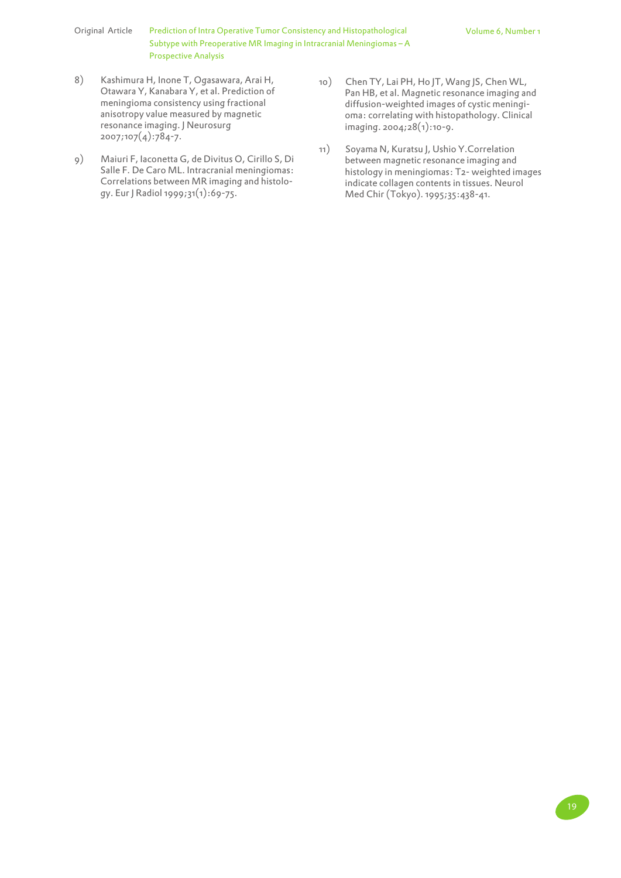8) Kashimura H, Inone T, Ogasawara, Arai H, Otawara Y, Kanabara Y, et al. Prediction of meningioma consistency using fractional anisotropy value measured by magnetic resonance imaging. J Neurosurg 2007;107(4):784-7.

9) Maiuri F, Iaconetta G, de Divitus O, Cirillo S, Di Salle F. De Caro ML. Intracranial meningiomas: Correlations between MR imaging and histology. Eur J Radiol 1999;31(1):69-75.

10) Chen TY, Lai PH, Ho JT, Wang JS, Chen WL, Pan HB, et al. Magnetic resonance imaging and diffusion-weighted images of cystic meningioma: correlating with histopathology. Clinical imaging. 2004;28(1):10-9.

11) Soyama N, Kuratsu J, Ushio Y.Correlation between magnetic resonance imaging and histology in meningiomas: T2- weighted images indicate collagen contents in tissues. Neurol Med Chir (Tokyo). 1995;35:438-41.